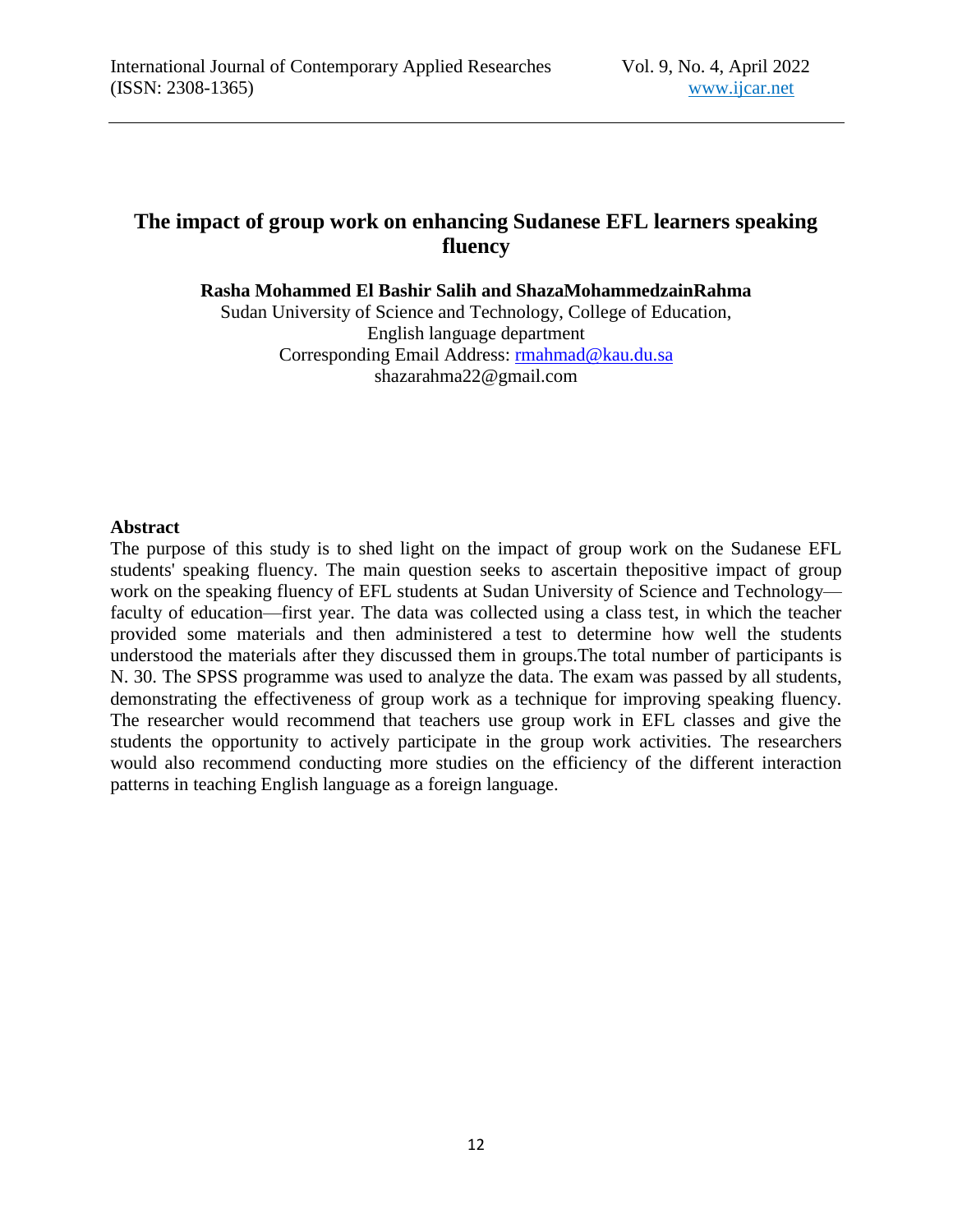# The impact of group work on enhancing Sudanese EFL learners speaking fluency

**Rasha Mohammed El Bashir Salih and ShazaMohammedzainRahma**

Sudan University of Science and Technology, College of Education,
English language department
Corresponding Email Address: rmahmad@kau.du.sa
shazarahma22@gmail.com

## Abstract

The purpose of this study is to shed light on the impact of group work on the Sudanese EFL students' speaking fluency. The main question seeks to ascertain thepositive impact of group work on the speaking fluency of EFL students at Sudan University of Science and Technology—faculty of education—first year. The data was collected using a class test, in which the teacher provided some materials and then administered a test to determine how well the students understood the materials after they discussed them in groups.The total number of participants is N. 30. The SPSS programme was used to analyze the data. The exam was passed by all students, demonstrating the effectiveness of group work as a technique for improving speaking fluency. The researcher would recommend that teachers use group work in EFL classes and give the students the opportunity to actively participate in the group work activities. The researchers would also recommend conducting more studies on the efficiency of the different interaction patterns in teaching English language as a foreign language.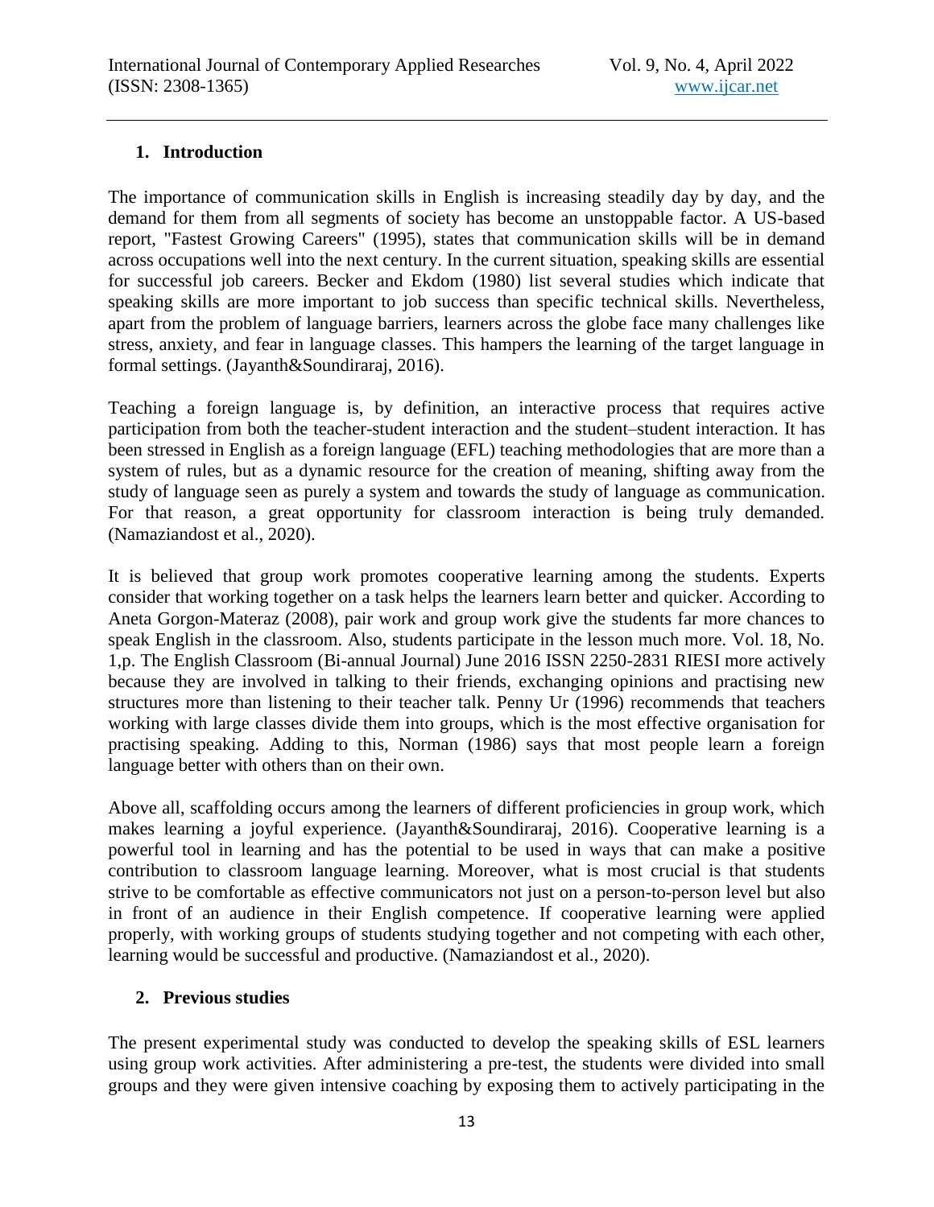## 1. Introduction

The importance of communication skills in English is increasing steadily day by day, and the demand for them from all segments of society has become an unstoppable factor. A US-based report, "Fastest Growing Careers" (1995), states that communication skills will be in demand across occupations well into the next century. In the current situation, speaking skills are essential for successful job careers. Becker and Ekdom (1980) list several studies which indicate that speaking skills are more important to job success than specific technical skills. Nevertheless, apart from the problem of language barriers, learners across the globe face many challenges like stress, anxiety, and fear in language classes. This hampers the learning of the target language in formal settings. (Jayanth&Soundiraraj, 2016).

Teaching a foreign language is, by definition, an interactive process that requires active participation from both the teacher-student interaction and the student–student interaction. It has been stressed in English as a foreign language (EFL) teaching methodologies that are more than a system of rules, but as a dynamic resource for the creation of meaning, shifting away from the study of language seen as purely a system and towards the study of language as communication. For that reason, a great opportunity for classroom interaction is being truly demanded. (Namaziandost et al., 2020).

It is believed that group work promotes cooperative learning among the students. Experts consider that working together on a task helps the learners learn better and quicker. According to Aneta Gorgon-Materaz (2008), pair work and group work give the students far more chances to speak English in the classroom. Also, students participate in the lesson much more. Vol. 18, No. 1,p. The English Classroom (Bi-annual Journal) June 2016 ISSN 2250-2831 RIESI more actively because they are involved in talking to their friends, exchanging opinions and practising new structures more than listening to their teacher talk. Penny Ur (1996) recommends that teachers working with large classes divide them into groups, which is the most effective organisation for practising speaking. Adding to this, Norman (1986) says that most people learn a foreign language better with others than on their own.

Above all, scaffolding occurs among the learners of different proficiencies in group work, which makes learning a joyful experience. (Jayanth&Soundiraraj, 2016). Cooperative learning is a powerful tool in learning and has the potential to be used in ways that can make a positive contribution to classroom language learning. Moreover, what is most crucial is that students strive to be comfortable as effective communicators not just on a person-to-person level but also in front of an audience in their English competence. If cooperative learning were applied properly, with working groups of students studying together and not competing with each other, learning would be successful and productive. (Namaziandost et al., 2020).

## 2. Previous studies

The present experimental study was conducted to develop the speaking skills of ESL learners using group work activities. After administering a pre-test, the students were divided into small groups and they were given intensive coaching by exposing them to actively participating in the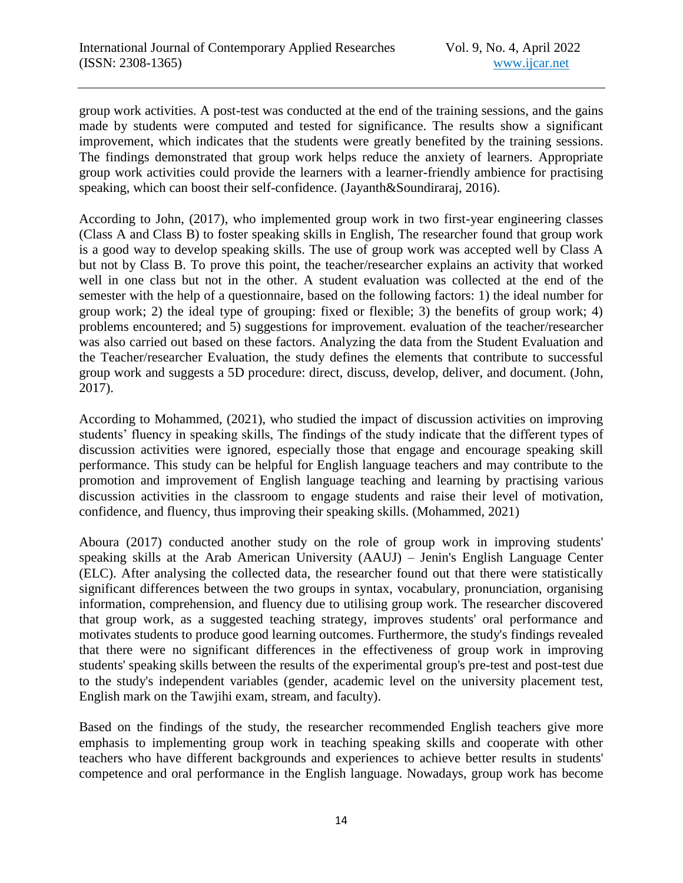group work activities. A post-test was conducted at the end of the training sessions, and the gains made by students were computed and tested for significance. The results show a significant improvement, which indicates that the students were greatly benefited by the training sessions. The findings demonstrated that group work helps reduce the anxiety of learners. Appropriate group work activities could provide the learners with a learner-friendly ambience for practising speaking, which can boost their self-confidence. (Jayanth&Soundiraraj, 2016).

According to John, (2017), who implemented group work in two first-year engineering classes (Class A and Class B) to foster speaking skills in English, The researcher found that group work is a good way to develop speaking skills. The use of group work was accepted well by Class A but not by Class B. To prove this point, the teacher/researcher explains an activity that worked well in one class but not in the other. A student evaluation was collected at the end of the semester with the help of a questionnaire, based on the following factors: 1) the ideal number for group work; 2) the ideal type of grouping: fixed or flexible; 3) the benefits of group work; 4) problems encountered; and 5) suggestions for improvement. evaluation of the teacher/researcher was also carried out based on these factors. Analyzing the data from the Student Evaluation and the Teacher/researcher Evaluation, the study defines the elements that contribute to successful group work and suggests a 5D procedure: direct, discuss, develop, deliver, and document. (John, 2017).

According to Mohammed, (2021), who studied the impact of discussion activities on improving students' fluency in speaking skills, The findings of the study indicate that the different types of discussion activities were ignored, especially those that engage and encourage speaking skill performance. This study can be helpful for English language teachers and may contribute to the promotion and improvement of English language teaching and learning by practising various discussion activities in the classroom to engage students and raise their level of motivation, confidence, and fluency, thus improving their speaking skills. (Mohammed, 2021)

Aboura (2017) conducted another study on the role of group work in improving students' speaking skills at the Arab American University (AAUJ) – Jenin's English Language Center (ELC). After analysing the collected data, the researcher found out that there were statistically significant differences between the two groups in syntax, vocabulary, pronunciation, organising information, comprehension, and fluency due to utilising group work. The researcher discovered that group work, as a suggested teaching strategy, improves students' oral performance and motivates students to produce good learning outcomes. Furthermore, the study's findings revealed that there were no significant differences in the effectiveness of group work in improving students' speaking skills between the results of the experimental group's pre-test and post-test due to the study's independent variables (gender, academic level on the university placement test, English mark on the Tawjihi exam, stream, and faculty).

Based on the findings of the study, the researcher recommended English teachers give more emphasis to implementing group work in teaching speaking skills and cooperate with other teachers who have different backgrounds and experiences to achieve better results in students' competence and oral performance in the English language. Nowadays, group work has become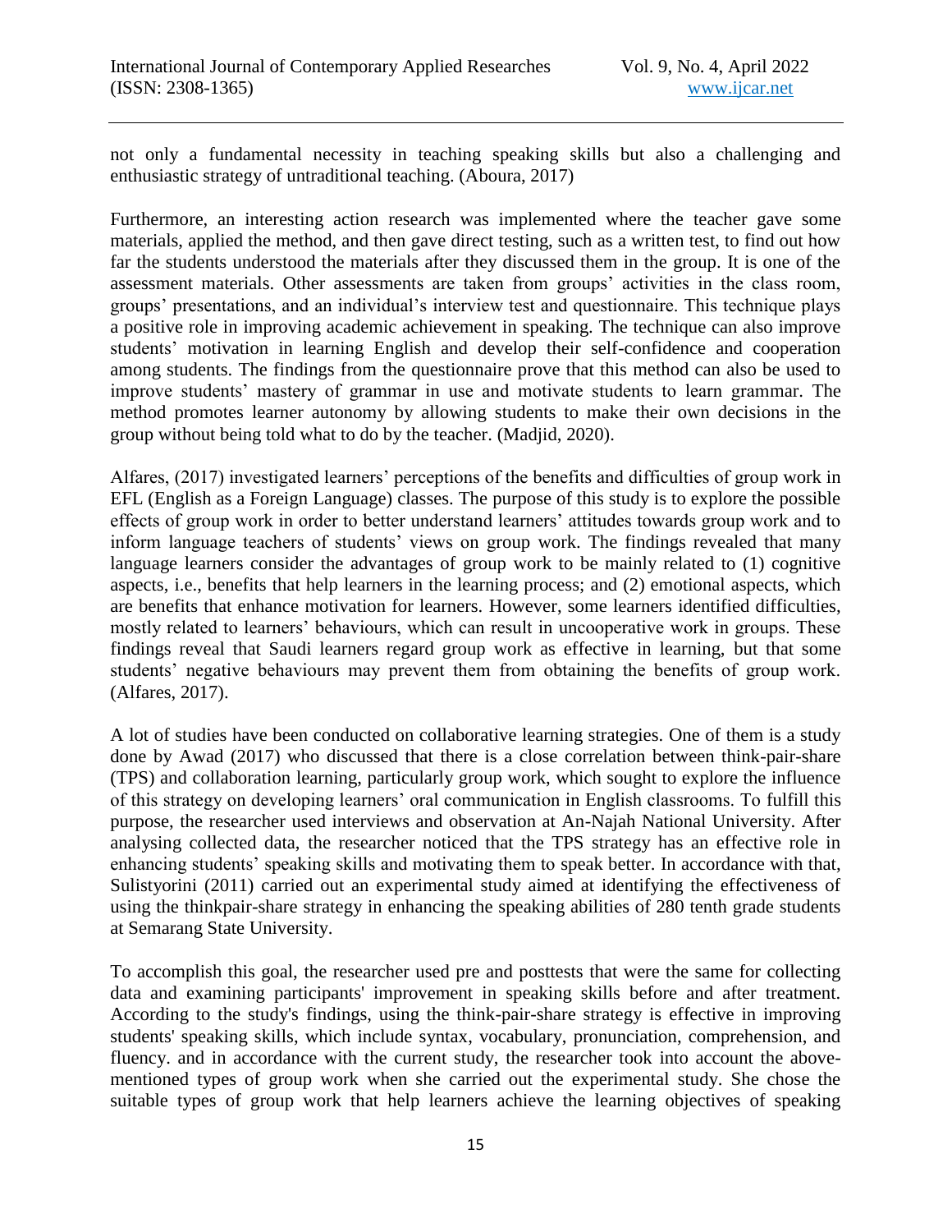not only a fundamental necessity in teaching speaking skills but also a challenging and enthusiastic strategy of untraditional teaching. (Aboura, 2017)

Furthermore, an interesting action research was implemented where the teacher gave some materials, applied the method, and then gave direct testing, such as a written test, to find out how far the students understood the materials after they discussed them in the group. It is one of the assessment materials. Other assessments are taken from groups' activities in the class room, groups' presentations, and an individual's interview test and questionnaire. This technique plays a positive role in improving academic achievement in speaking. The technique can also improve students' motivation in learning English and develop their self-confidence and cooperation among students. The findings from the questionnaire prove that this method can also be used to improve students' mastery of grammar in use and motivate students to learn grammar. The method promotes learner autonomy by allowing students to make their own decisions in the group without being told what to do by the teacher. (Madjid, 2020).

Alfares, (2017) investigated learners' perceptions of the benefits and difficulties of group work in EFL (English as a Foreign Language) classes. The purpose of this study is to explore the possible effects of group work in order to better understand learners' attitudes towards group work and to inform language teachers of students' views on group work. The findings revealed that many language learners consider the advantages of group work to be mainly related to (1) cognitive aspects, i.e., benefits that help learners in the learning process; and (2) emotional aspects, which are benefits that enhance motivation for learners. However, some learners identified difficulties, mostly related to learners' behaviours, which can result in uncooperative work in groups. These findings reveal that Saudi learners regard group work as effective in learning, but that some students' negative behaviours may prevent them from obtaining the benefits of group work. (Alfares, 2017).

A lot of studies have been conducted on collaborative learning strategies. One of them is a study done by Awad (2017) who discussed that there is a close correlation between think-pair-share (TPS) and collaboration learning, particularly group work, which sought to explore the influence of this strategy on developing learners' oral communication in English classrooms. To fulfill this purpose, the researcher used interviews and observation at An-Najah National University. After analysing collected data, the researcher noticed that the TPS strategy has an effective role in enhancing students' speaking skills and motivating them to speak better. In accordance with that, Sulistyorini (2011) carried out an experimental study aimed at identifying the effectiveness of using the thinkpair-share strategy in enhancing the speaking abilities of 280 tenth grade students at Semarang State University.

To accomplish this goal, the researcher used pre and posttests that were the same for collecting data and examining participants' improvement in speaking skills before and after treatment. According to the study's findings, using the think-pair-share strategy is effective in improving students' speaking skills, which include syntax, vocabulary, pronunciation, comprehension, and fluency. and in accordance with the current study, the researcher took into account the above-mentioned types of group work when she carried out the experimental study. She chose the suitable types of group work that help learners achieve the learning objectives of speaking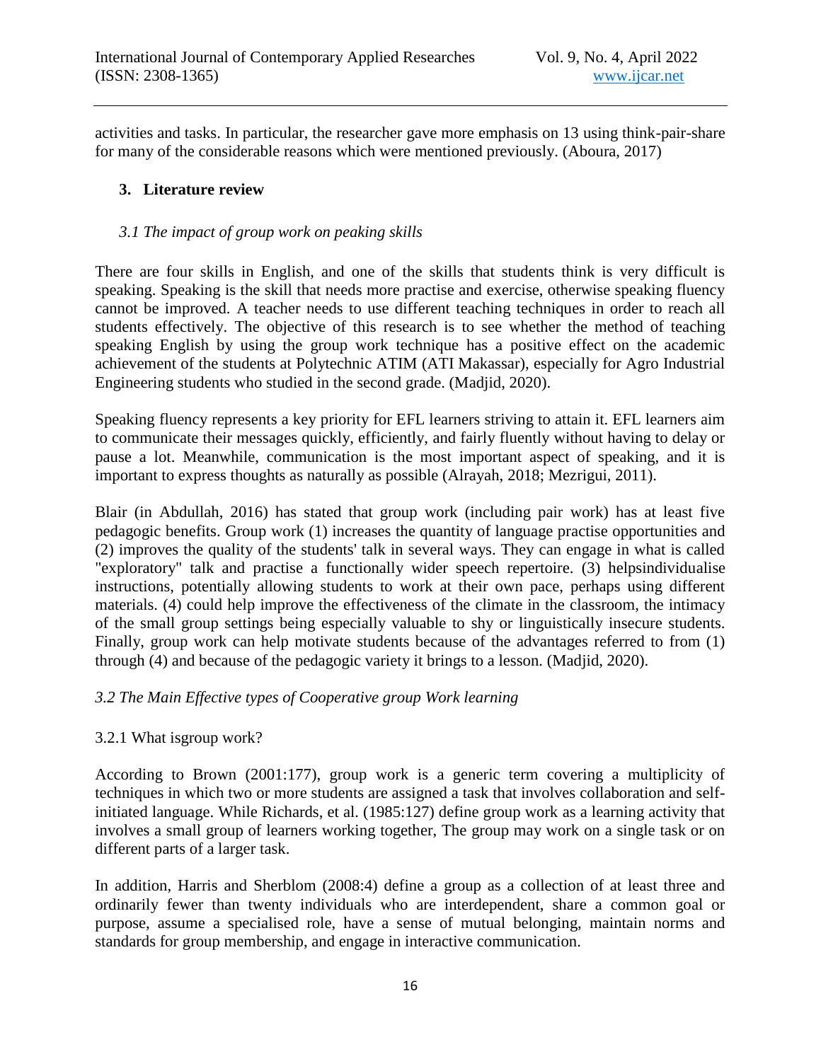activities and tasks. In particular, the researcher gave more emphasis on 13 using think-pair-share for many of the considerable reasons which were mentioned previously. (Aboura, 2017)

## 3. Literature review

### *3.1 The impact of group work on peaking skills*

There are four skills in English, and one of the skills that students think is very difficult is speaking. Speaking is the skill that needs more practise and exercise, otherwise speaking fluency cannot be improved. A teacher needs to use different teaching techniques in order to reach all students effectively. The objective of this research is to see whether the method of teaching speaking English by using the group work technique has a positive effect on the academic achievement of the students at Polytechnic ATIM (ATI Makassar), especially for Agro Industrial Engineering students who studied in the second grade. (Madjid, 2020).

Speaking fluency represents a key priority for EFL learners striving to attain it. EFL learners aim to communicate their messages quickly, efficiently, and fairly fluently without having to delay or pause a lot. Meanwhile, communication is the most important aspect of speaking, and it is important to express thoughts as naturally as possible (Alrayah, 2018; Mezrigui, 2011).

Blair (in Abdullah, 2016) has stated that group work (including pair work) has at least five pedagogic benefits. Group work (1) increases the quantity of language practise opportunities and (2) improves the quality of the students' talk in several ways. They can engage in what is called "exploratory" talk and practise a functionally wider speech repertoire. (3) helpsindividualise instructions, potentially allowing students to work at their own pace, perhaps using different materials. (4) could help improve the effectiveness of the climate in the classroom, the intimacy of the small group settings being especially valuable to shy or linguistically insecure students. Finally, group work can help motivate students because of the advantages referred to from (1) through (4) and because of the pedagogic variety it brings to a lesson. (Madjid, 2020).

### *3.2 The Main Effective types of Cooperative group Work learning*

#### 3.2.1 What isgroup work?

According to Brown (2001:177), group work is a generic term covering a multiplicity of techniques in which two or more students are assigned a task that involves collaboration and self-initiated language. While Richards, et al. (1985:127) define group work as a learning activity that involves a small group of learners working together, The group may work on a single task or on different parts of a larger task.

In addition, Harris and Sherblom (2008:4) define a group as a collection of at least three and ordinarily fewer than twenty individuals who are interdependent, share a common goal or purpose, assume a specialised role, have a sense of mutual belonging, maintain norms and standards for group membership, and engage in interactive communication.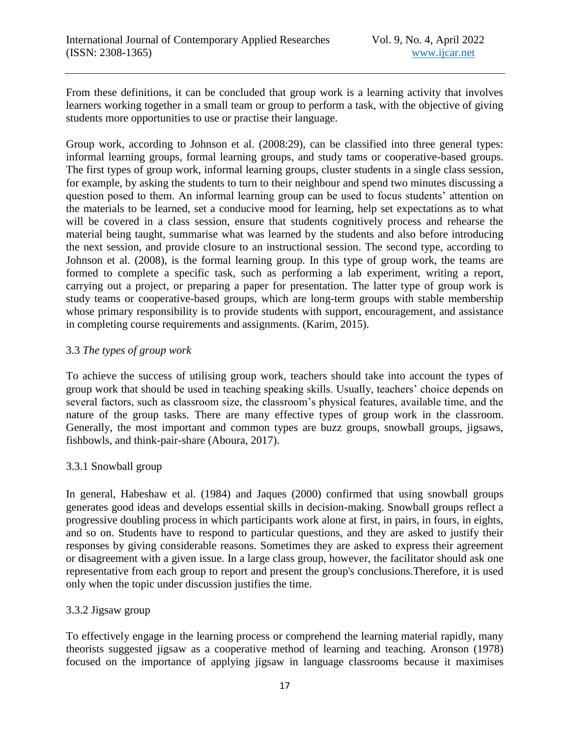From these definitions, it can be concluded that group work is a learning activity that involves learners working together in a small team or group to perform a task, with the objective of giving students more opportunities to use or practise their language.

Group work, according to Johnson et al. (2008:29), can be classified into three general types: informal learning groups, formal learning groups, and study tams or cooperative-based groups. The first types of group work, informal learning groups, cluster students in a single class session, for example, by asking the students to turn to their neighbour and spend two minutes discussing a question posed to them. An informal learning group can be used to focus students' attention on the materials to be learned, set a conducive mood for learning, help set expectations as to what will be covered in a class session, ensure that students cognitively process and rehearse the material being taught, summarise what was learned by the students and also before introducing the next session, and provide closure to an instructional session. The second type, according to Johnson et al. (2008), is the formal learning group. In this type of group work, the teams are formed to complete a specific task, such as performing a lab experiment, writing a report, carrying out a project, or preparing a paper for presentation. The latter type of group work is study teams or cooperative-based groups, which are long-term groups with stable membership whose primary responsibility is to provide students with support, encouragement, and assistance in completing course requirements and assignments. (Karim, 2015).

### 3.3 *The types of group work*

To achieve the success of utilising group work, teachers should take into account the types of group work that should be used in teaching speaking skills. Usually, teachers' choice depends on several factors, such as classroom size, the classroom's physical features, available time, and the nature of the group tasks. There are many effective types of group work in the classroom. Generally, the most important and common types are buzz groups, snowball groups, jigsaws, fishbowls, and think-pair-share (Aboura, 2017).

#### 3.3.1 Snowball group

In general, Habeshaw et al. (1984) and Jaques (2000) confirmed that using snowball groups generates good ideas and develops essential skills in decision-making. Snowball groups reflect a progressive doubling process in which participants work alone at first, in pairs, in fours, in eights, and so on. Students have to respond to particular questions, and they are asked to justify their responses by giving considerable reasons. Sometimes they are asked to express their agreement or disagreement with a given issue. In a large class group, however, the facilitator should ask one representative from each group to report and present the group's conclusions.Therefore, it is used only when the topic under discussion justifies the time.

#### 3.3.2 Jigsaw group

To effectively engage in the learning process or comprehend the learning material rapidly, many theorists suggested jigsaw as a cooperative method of learning and teaching. Aronson (1978) focused on the importance of applying jigsaw in language classrooms because it maximises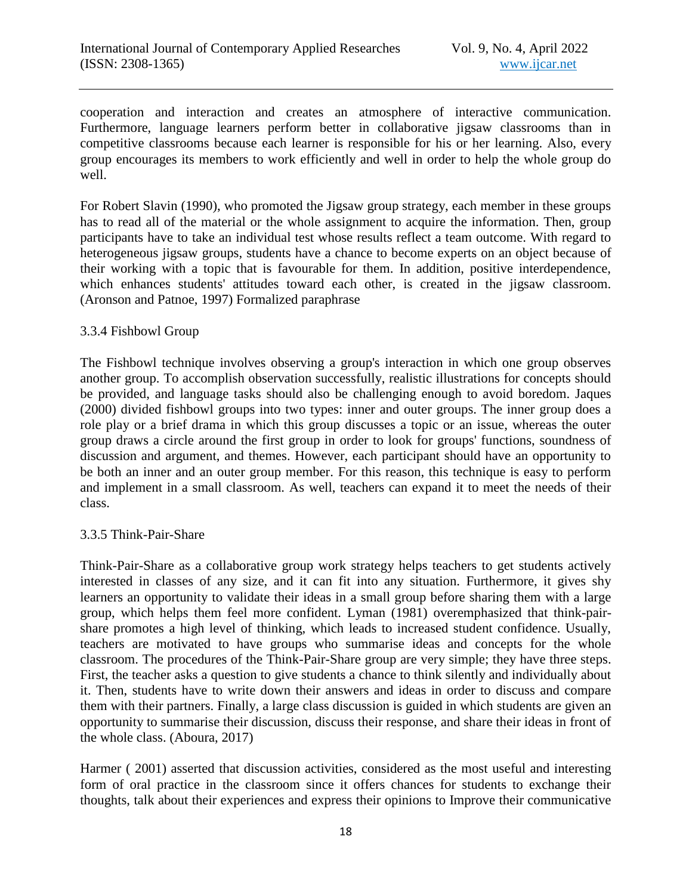cooperation and interaction and creates an atmosphere of interactive communication. Furthermore, language learners perform better in collaborative jigsaw classrooms than in competitive classrooms because each learner is responsible for his or her learning. Also, every group encourages its members to work efficiently and well in order to help the whole group do well.

For Robert Slavin (1990), who promoted the Jigsaw group strategy, each member in these groups has to read all of the material or the whole assignment to acquire the information. Then, group participants have to take an individual test whose results reflect a team outcome. With regard to heterogeneous jigsaw groups, students have a chance to become experts on an object because of their working with a topic that is favourable for them. In addition, positive interdependence, which enhances students' attitudes toward each other, is created in the jigsaw classroom. (Aronson and Patnoe, 1997) Formalized paraphrase

### 3.3.4 Fishbowl Group

The Fishbowl technique involves observing a group's interaction in which one group observes another group. To accomplish observation successfully, realistic illustrations for concepts should be provided, and language tasks should also be challenging enough to avoid boredom. Jaques (2000) divided fishbowl groups into two types: inner and outer groups. The inner group does a role play or a brief drama in which this group discusses a topic or an issue, whereas the outer group draws a circle around the first group in order to look for groups' functions, soundness of discussion and argument, and themes. However, each participant should have an opportunity to be both an inner and an outer group member. For this reason, this technique is easy to perform and implement in a small classroom. As well, teachers can expand it to meet the needs of their class.

### 3.3.5 Think-Pair-Share

Think-Pair-Share as a collaborative group work strategy helps teachers to get students actively interested in classes of any size, and it can fit into any situation. Furthermore, it gives shy learners an opportunity to validate their ideas in a small group before sharing them with a large group, which helps them feel more confident. Lyman (1981) overemphasized that think-pair-share promotes a high level of thinking, which leads to increased student confidence. Usually, teachers are motivated to have groups who summarise ideas and concepts for the whole classroom. The procedures of the Think-Pair-Share group are very simple; they have three steps. First, the teacher asks a question to give students a chance to think silently and individually about it. Then, students have to write down their answers and ideas in order to discuss and compare them with their partners. Finally, a large class discussion is guided in which students are given an opportunity to summarise their discussion, discuss their response, and share their ideas in front of the whole class. (Aboura, 2017)

Harmer ( 2001) asserted that discussion activities, considered as the most useful and interesting form of oral practice in the classroom since it offers chances for students to exchange their thoughts, talk about their experiences and express their opinions to Improve their communicative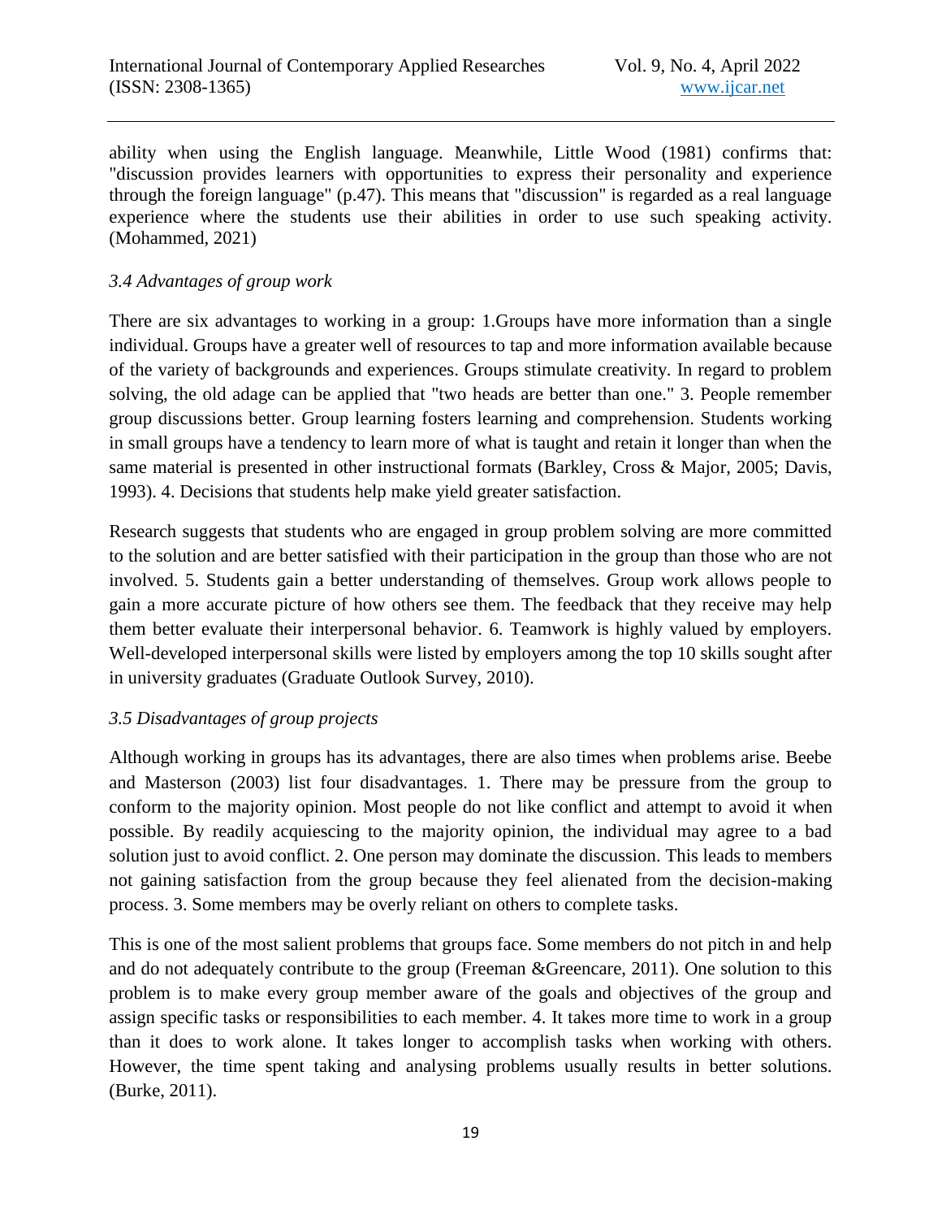ability when using the English language. Meanwhile, Little Wood (1981) confirms that: "discussion provides learners with opportunities to express their personality and experience through the foreign language" (p.47). This means that "discussion" is regarded as a real language experience where the students use their abilities in order to use such speaking activity. (Mohammed, 2021)

### *3.4 Advantages of group work*

There are six advantages to working in a group: 1.Groups have more information than a single individual. Groups have a greater well of resources to tap and more information available because of the variety of backgrounds and experiences. Groups stimulate creativity. In regard to problem solving, the old adage can be applied that "two heads are better than one." 3. People remember group discussions better. Group learning fosters learning and comprehension. Students working in small groups have a tendency to learn more of what is taught and retain it longer than when the same material is presented in other instructional formats (Barkley, Cross & Major, 2005; Davis, 1993). 4. Decisions that students help make yield greater satisfaction.

Research suggests that students who are engaged in group problem solving are more committed to the solution and are better satisfied with their participation in the group than those who are not involved. 5. Students gain a better understanding of themselves. Group work allows people to gain a more accurate picture of how others see them. The feedback that they receive may help them better evaluate their interpersonal behavior. 6. Teamwork is highly valued by employers. Well-developed interpersonal skills were listed by employers among the top 10 skills sought after in university graduates (Graduate Outlook Survey, 2010).

### *3.5 Disadvantages of group projects*

Although working in groups has its advantages, there are also times when problems arise. Beebe and Masterson (2003) list four disadvantages. 1. There may be pressure from the group to conform to the majority opinion. Most people do not like conflict and attempt to avoid it when possible. By readily acquiescing to the majority opinion, the individual may agree to a bad solution just to avoid conflict. 2. One person may dominate the discussion. This leads to members not gaining satisfaction from the group because they feel alienated from the decision-making process. 3. Some members may be overly reliant on others to complete tasks.

This is one of the most salient problems that groups face. Some members do not pitch in and help and do not adequately contribute to the group (Freeman &Greencare, 2011). One solution to this problem is to make every group member aware of the goals and objectives of the group and assign specific tasks or responsibilities to each member. 4. It takes more time to work in a group than it does to work alone. It takes longer to accomplish tasks when working with others. However, the time spent taking and analysing problems usually results in better solutions. (Burke, 2011).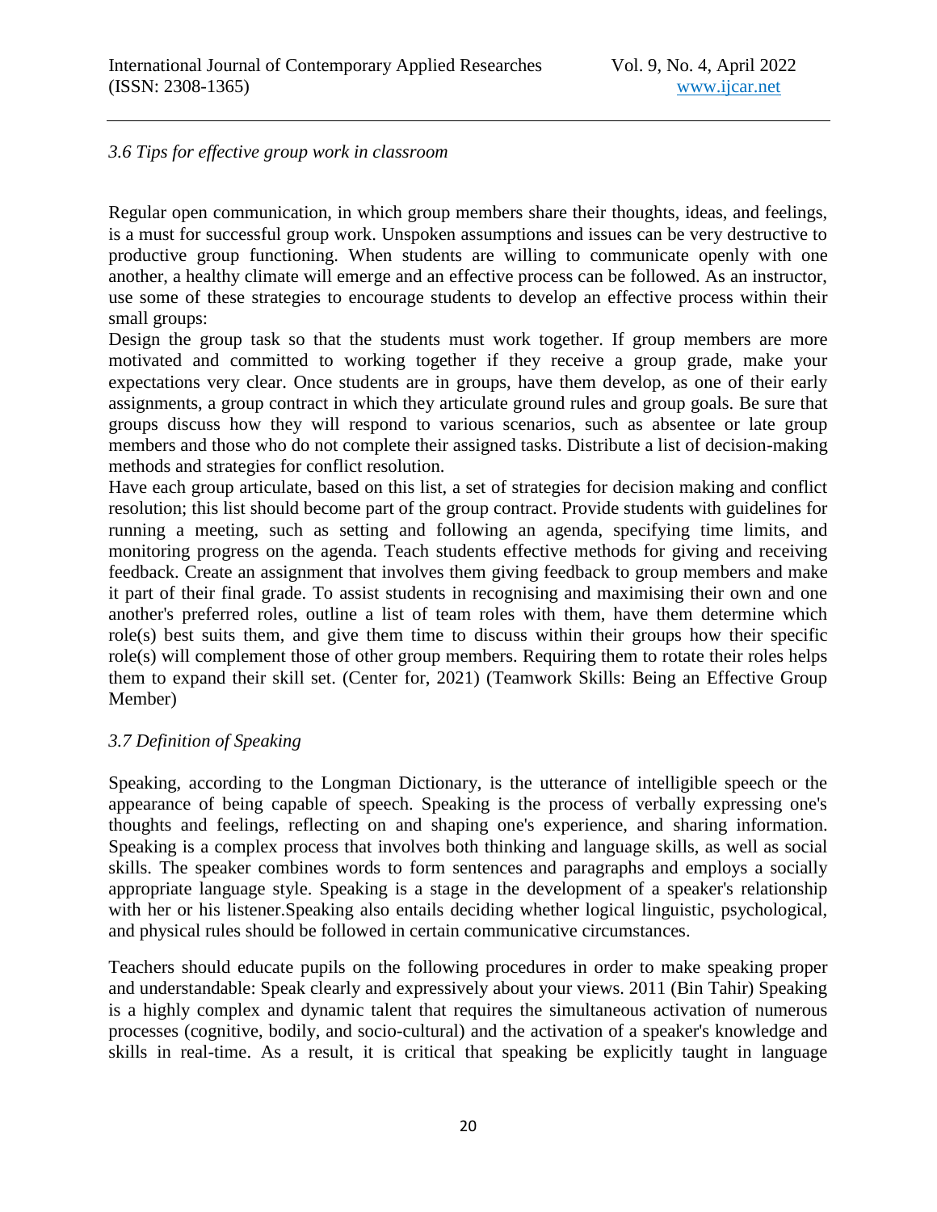### *3.6 Tips for effective group work in classroom*

Regular open communication, in which group members share their thoughts, ideas, and feelings, is a must for successful group work. Unspoken assumptions and issues can be very destructive to productive group functioning. When students are willing to communicate openly with one another, a healthy climate will emerge and an effective process can be followed. As an instructor, use some of these strategies to encourage students to develop an effective process within their small groups:

Design the group task so that the students must work together. If group members are more motivated and committed to working together if they receive a group grade, make your expectations very clear. Once students are in groups, have them develop, as one of their early assignments, a group contract in which they articulate ground rules and group goals. Be sure that groups discuss how they will respond to various scenarios, such as absentee or late group members and those who do not complete their assigned tasks. Distribute a list of decision-making methods and strategies for conflict resolution.

Have each group articulate, based on this list, a set of strategies for decision making and conflict resolution; this list should become part of the group contract. Provide students with guidelines for running a meeting, such as setting and following an agenda, specifying time limits, and monitoring progress on the agenda. Teach students effective methods for giving and receiving feedback. Create an assignment that involves them giving feedback to group members and make it part of their final grade. To assist students in recognising and maximising their own and one another's preferred roles, outline a list of team roles with them, have them determine which role(s) best suits them, and give them time to discuss within their groups how their specific role(s) will complement those of other group members. Requiring them to rotate their roles helps them to expand their skill set. (Center for, 2021) (Teamwork Skills: Being an Effective Group Member)

### *3.7 Definition of Speaking*

Speaking, according to the Longman Dictionary, is the utterance of intelligible speech or the appearance of being capable of speech. Speaking is the process of verbally expressing one's thoughts and feelings, reflecting on and shaping one's experience, and sharing information. Speaking is a complex process that involves both thinking and language skills, as well as social skills. The speaker combines words to form sentences and paragraphs and employs a socially appropriate language style. Speaking is a stage in the development of a speaker's relationship with her or his listener.Speaking also entails deciding whether logical linguistic, psychological, and physical rules should be followed in certain communicative circumstances.

Teachers should educate pupils on the following procedures in order to make speaking proper and understandable: Speak clearly and expressively about your views. 2011 (Bin Tahir) Speaking is a highly complex and dynamic talent that requires the simultaneous activation of numerous processes (cognitive, bodily, and socio-cultural) and the activation of a speaker's knowledge and skills in real-time. As a result, it is critical that speaking be explicitly taught in language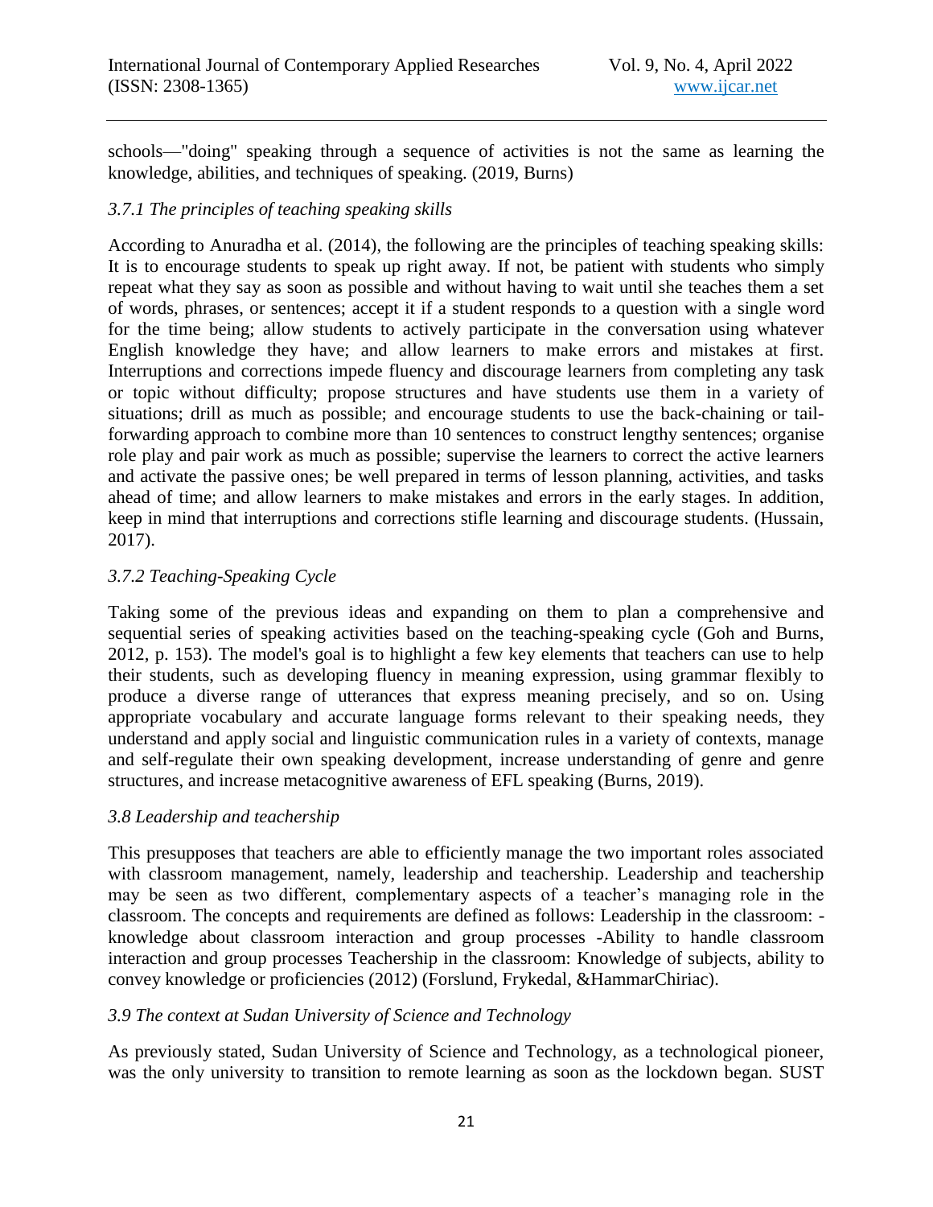schools—"doing" speaking through a sequence of activities is not the same as learning the knowledge, abilities, and techniques of speaking. (2019, Burns)

### *3.7.1 The principles of teaching speaking skills*

According to Anuradha et al. (2014), the following are the principles of teaching speaking skills: It is to encourage students to speak up right away. If not, be patient with students who simply repeat what they say as soon as possible and without having to wait until she teaches them a set of words, phrases, or sentences; accept it if a student responds to a question with a single word for the time being; allow students to actively participate in the conversation using whatever English knowledge they have; and allow learners to make errors and mistakes at first. Interruptions and corrections impede fluency and discourage learners from completing any task or topic without difficulty; propose structures and have students use them in a variety of situations; drill as much as possible; and encourage students to use the back-chaining or tail-forwarding approach to combine more than 10 sentences to construct lengthy sentences; organise role play and pair work as much as possible; supervise the learners to correct the active learners and activate the passive ones; be well prepared in terms of lesson planning, activities, and tasks ahead of time; and allow learners to make mistakes and errors in the early stages. In addition, keep in mind that interruptions and corrections stifle learning and discourage students. (Hussain, 2017).

### *3.7.2 Teaching-Speaking Cycle*

Taking some of the previous ideas and expanding on them to plan a comprehensive and sequential series of speaking activities based on the teaching-speaking cycle (Goh and Burns, 2012, p. 153). The model's goal is to highlight a few key elements that teachers can use to help their students, such as developing fluency in meaning expression, using grammar flexibly to produce a diverse range of utterances that express meaning precisely, and so on. Using appropriate vocabulary and accurate language forms relevant to their speaking needs, they understand and apply social and linguistic communication rules in a variety of contexts, manage and self-regulate their own speaking development, increase understanding of genre and genre structures, and increase metacognitive awareness of EFL speaking (Burns, 2019).

### *3.8 Leadership and teachership*

This presupposes that teachers are able to efficiently manage the two important roles associated with classroom management, namely, leadership and teachership. Leadership and teachership may be seen as two different, complementary aspects of a teacher's managing role in the classroom. The concepts and requirements are defined as follows: Leadership in the classroom: -knowledge about classroom interaction and group processes -Ability to handle classroom interaction and group processes Teachership in the classroom: Knowledge of subjects, ability to convey knowledge or proficiencies (2012) (Forslund, Frykedal, &HammarChiriac).

### *3.9 The context at Sudan University of Science and Technology*

As previously stated, Sudan University of Science and Technology, as a technological pioneer, was the only university to transition to remote learning as soon as the lockdown began. SUST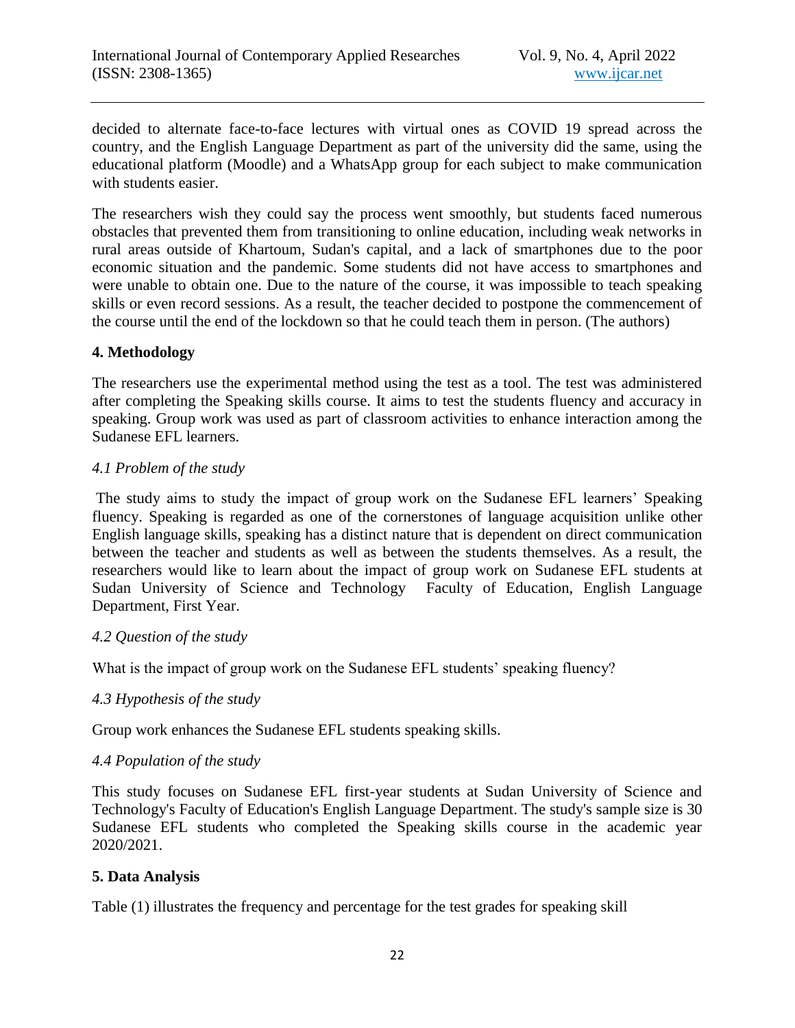decided to alternate face-to-face lectures with virtual ones as COVID 19 spread across the country, and the English Language Department as part of the university did the same, using the educational platform (Moodle) and a WhatsApp group for each subject to make communication with students easier.

The researchers wish they could say the process went smoothly, but students faced numerous obstacles that prevented them from transitioning to online education, including weak networks in rural areas outside of Khartoum, Sudan's capital, and a lack of smartphones due to the poor economic situation and the pandemic. Some students did not have access to smartphones and were unable to obtain one. Due to the nature of the course, it was impossible to teach speaking skills or even record sessions. As a result, the teacher decided to postpone the commencement of the course until the end of the lockdown so that he could teach them in person. (The authors)

## 4. Methodology

The researchers use the experimental method using the test as a tool. The test was administered after completing the Speaking skills course. It aims to test the students fluency and accuracy in speaking. Group work was used as part of classroom activities to enhance interaction among the Sudanese EFL learners.

### *4.1 Problem of the study*

The study aims to study the impact of group work on the Sudanese EFL learners' Speaking fluency. Speaking is regarded as one of the cornerstones of language acquisition unlike other English language skills, speaking has a distinct nature that is dependent on direct communication between the teacher and students as well as between the students themselves. As a result, the researchers would like to learn about the impact of group work on Sudanese EFL students at Sudan University of Science and Technology Faculty of Education, English Language Department, First Year.

### *4.2 Question of the study*

What is the impact of group work on the Sudanese EFL students' speaking fluency?

### *4.3 Hypothesis of the study*

Group work enhances the Sudanese EFL students speaking skills.

### *4.4 Population of the study*

This study focuses on Sudanese EFL first-year students at Sudan University of Science and Technology's Faculty of Education's English Language Department. The study's sample size is 30 Sudanese EFL students who completed the Speaking skills course in the academic year 2020/2021.

## 5. Data Analysis

Table (1) illustrates the frequency and percentage for the test grades for speaking skill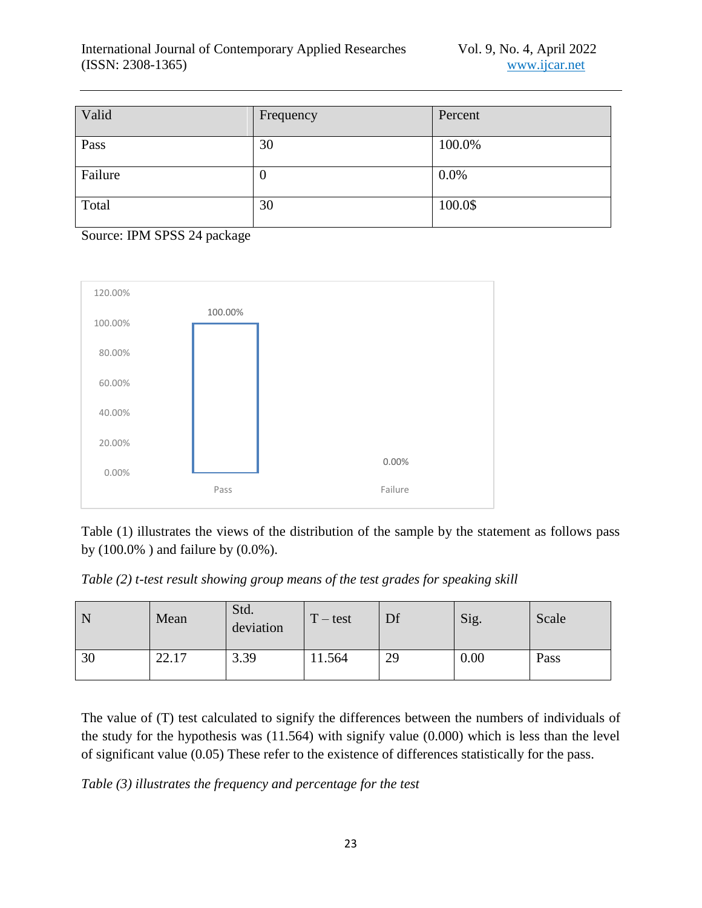| Valid | Frequency | Percent |
|---|---|---|
| Pass | 30 | 100.0% |
| Failure | 0 | 0.0% |
| Total | 30 | 100.0$ |

Source: IPM SPSS 24 package

Table (1) illustrates the views of the distribution of the sample by the statement as follows pass by (100.0% ) and failure by (0.0%).

*Table (2) t-test result showing group means of the test grades for speaking skill*

| N | Mean | Std. deviation | T – test | Df | Sig. | Scale |
|---|---|---|---|---|---|---|
| 30 | 22.17 | 3.39 | 11.564 | 29 | 0.00 | Pass |

The value of (T) test calculated to signify the differences between the numbers of individuals of the study for the hypothesis was (11.564) with signify value (0.000) which is less than the level of significant value (0.05) These refer to the existence of differences statistically for the pass.

*Table (3) illustrates the frequency and percentage for the test*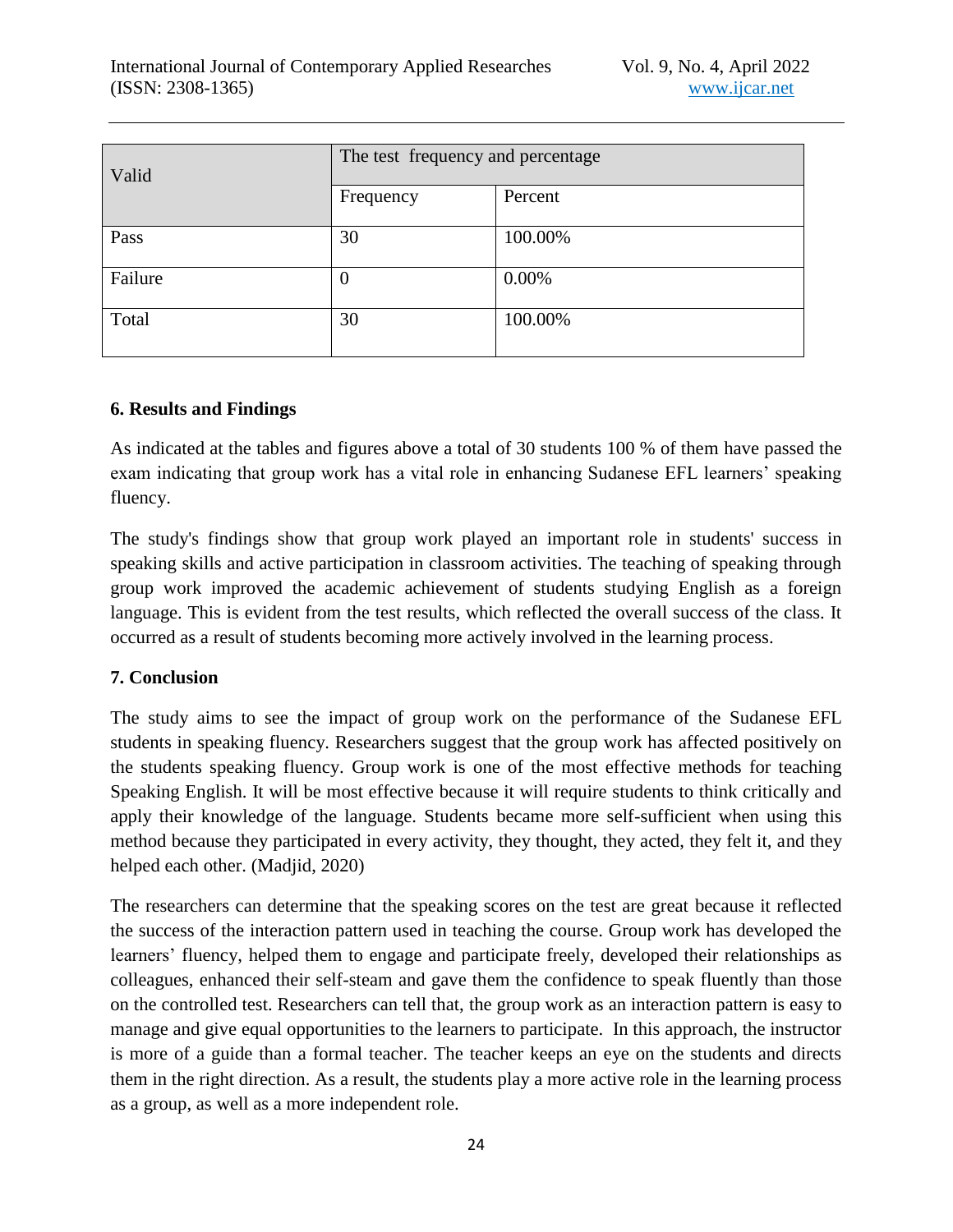| Valid | The test frequency and percentage | |
|---|---|---|
| | Frequency | Percent |
| Pass | 30 | 100.00% |
| Failure | 0 | 0.00% |
| Total | 30 | 100.00% |

## 6. Results and Findings

As indicated at the tables and figures above a total of 30 students 100 % of them have passed the exam indicating that group work has a vital role in enhancing Sudanese EFL learners' speaking fluency.

The study's findings show that group work played an important role in students' success in speaking skills and active participation in classroom activities. The teaching of speaking through group work improved the academic achievement of students studying English as a foreign language. This is evident from the test results, which reflected the overall success of the class. It occurred as a result of students becoming more actively involved in the learning process.

## 7. Conclusion

The study aims to see the impact of group work on the performance of the Sudanese EFL students in speaking fluency. Researchers suggest that the group work has affected positively on the students speaking fluency. Group work is one of the most effective methods for teaching Speaking English. It will be most effective because it will require students to think critically and apply their knowledge of the language. Students became more self-sufficient when using this method because they participated in every activity, they thought, they acted, they felt it, and they helped each other. (Madjid, 2020)

The researchers can determine that the speaking scores on the test are great because it reflected the success of the interaction pattern used in teaching the course. Group work has developed the learners' fluency, helped them to engage and participate freely, developed their relationships as colleagues, enhanced their self-steam and gave them the confidence to speak fluently than those on the controlled test. Researchers can tell that, the group work as an interaction pattern is easy to manage and give equal opportunities to the learners to participate. In this approach, the instructor is more of a guide than a formal teacher. The teacher keeps an eye on the students and directs them in the right direction. As a result, the students play a more active role in the learning process as a group, as well as a more independent role.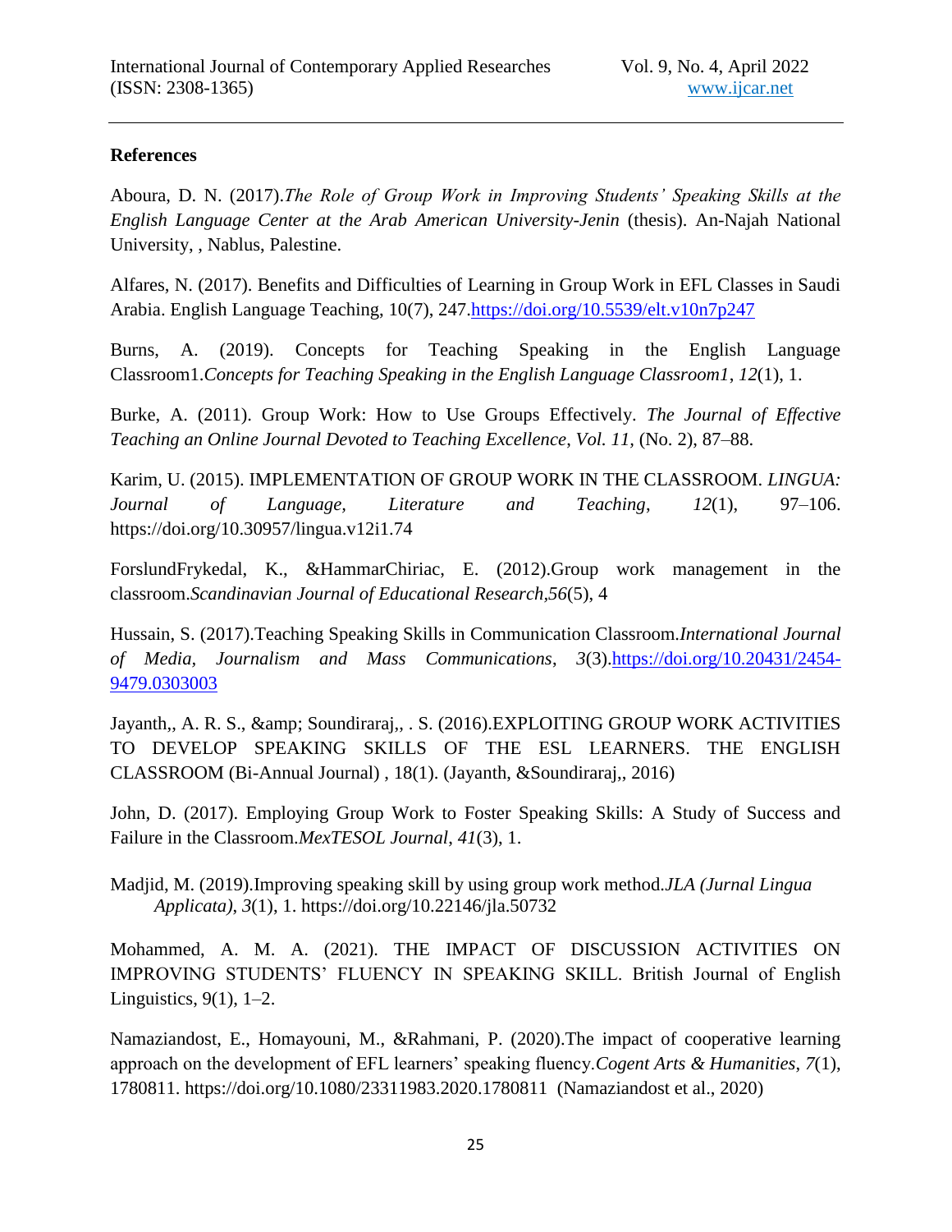**References**

Aboura, D. N. (2017).*The Role of Group Work in Improving Students' Speaking Skills at the English Language Center at the Arab American University-Jenin* (thesis). An-Najah National University, , Nablus, Palestine.

Alfares, N. (2017). Benefits and Difficulties of Learning in Group Work in EFL Classes in Saudi Arabia. English Language Teaching, 10(7), 247.https://doi.org/10.5539/elt.v10n7p247

Burns, A. (2019). Concepts for Teaching Speaking in the English Language Classroom1.*Concepts for Teaching Speaking in the English Language Classroom1*, *12*(1), 1.

Burke, A. (2011). Group Work: How to Use Groups Effectively. *The Journal of Effective Teaching an Online Journal Devoted to Teaching Excellence*, *Vol. 11*, (No. 2), 87–88.

Karim, U. (2015). IMPLEMENTATION OF GROUP WORK IN THE CLASSROOM. *LINGUA: Journal of Language, Literature and Teaching*, *12*(1), 97–106. https://doi.org/10.30957/lingua.v12i1.74

ForslundFrykedal, K., &HammarChiriac, E. (2012).Group work management in the classroom.*Scandinavian Journal of Educational Research*,*56*(5), 4

Hussain, S. (2017).Teaching Speaking Skills in Communication Classroom.*International Journal of Media, Journalism and Mass Communications*, *3*(3).https://doi.org/10.20431/2454-9479.0303003

Jayanth,, A. R. S., &amp; Soundiraraj,, . S. (2016).EXPLOITING GROUP WORK ACTIVITIES TO DEVELOP SPEAKING SKILLS OF THE ESL LEARNERS. THE ENGLISH CLASSROOM (Bi-Annual Journal) , 18(1). (Jayanth, &Soundiraraj,, 2016)

John, D. (2017). Employing Group Work to Foster Speaking Skills: A Study of Success and Failure in the Classroom.*MexTESOL Journal*, *41*(3), 1.

Madjid, M. (2019).Improving speaking skill by using group work method.*JLA (Jurnal Lingua Applicata)*, *3*(1), 1. https://doi.org/10.22146/jla.50732

Mohammed, A. M. A. (2021). THE IMPACT OF DISCUSSION ACTIVITIES ON IMPROVING STUDENTS' FLUENCY IN SPEAKING SKILL. British Journal of English Linguistics, 9(1), 1–2.

Namaziandost, E., Homayouni, M., &Rahmani, P. (2020).The impact of cooperative learning approach on the development of EFL learners' speaking fluency.*Cogent Arts & Humanities*, *7*(1), 1780811. https://doi.org/10.1080/23311983.2020.1780811 (Namaziandost et al., 2020)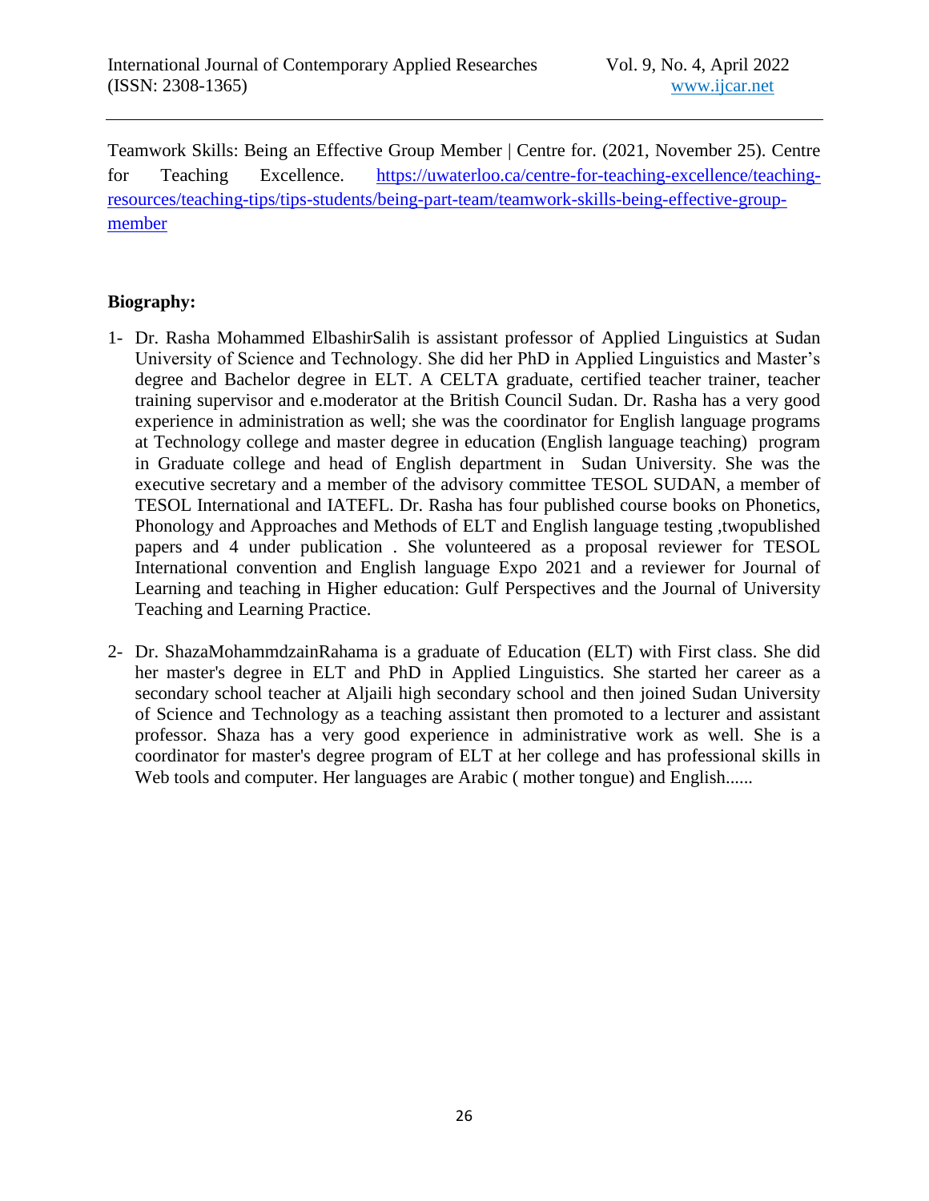Teamwork Skills: Being an Effective Group Member | Centre for. (2021, November 25). Centre for Teaching Excellence. https://uwaterloo.ca/centre-for-teaching-excellence/teaching-resources/teaching-tips/tips-students/being-part-team/teamwork-skills-being-effective-group-member

**Biography:**

1- Dr. Rasha Mohammed ElbashirSalih is assistant professor of Applied Linguistics at Sudan University of Science and Technology. She did her PhD in Applied Linguistics and Master's degree and Bachelor degree in ELT. A CELTA graduate, certified teacher trainer, teacher training supervisor and e.moderator at the British Council Sudan. Dr. Rasha has a very good experience in administration as well; she was the coordinator for English language programs at Technology college and master degree in education (English language teaching) program in Graduate college and head of English department in Sudan University. She was the executive secretary and a member of the advisory committee TESOL SUDAN, a member of TESOL International and IATEFL. Dr. Rasha has four published course books on Phonetics, Phonology and Approaches and Methods of ELT and English language testing ,twopublished papers and 4 under publication . She volunteered as a proposal reviewer for TESOL International convention and English language Expo 2021 and a reviewer for Journal of Learning and teaching in Higher education: Gulf Perspectives and the Journal of University Teaching and Learning Practice.

2- Dr. ShazaMohammdzainRahama is a graduate of Education (ELT) with First class. She did her master's degree in ELT and PhD in Applied Linguistics. She started her career as a secondary school teacher at Aljaili high secondary school and then joined Sudan University of Science and Technology as a teaching assistant then promoted to a lecturer and assistant professor. Shaza has a very good experience in administrative work as well. She is a coordinator for master's degree program of ELT at her college and has professional skills in Web tools and computer. Her languages are Arabic ( mother tongue) and English......